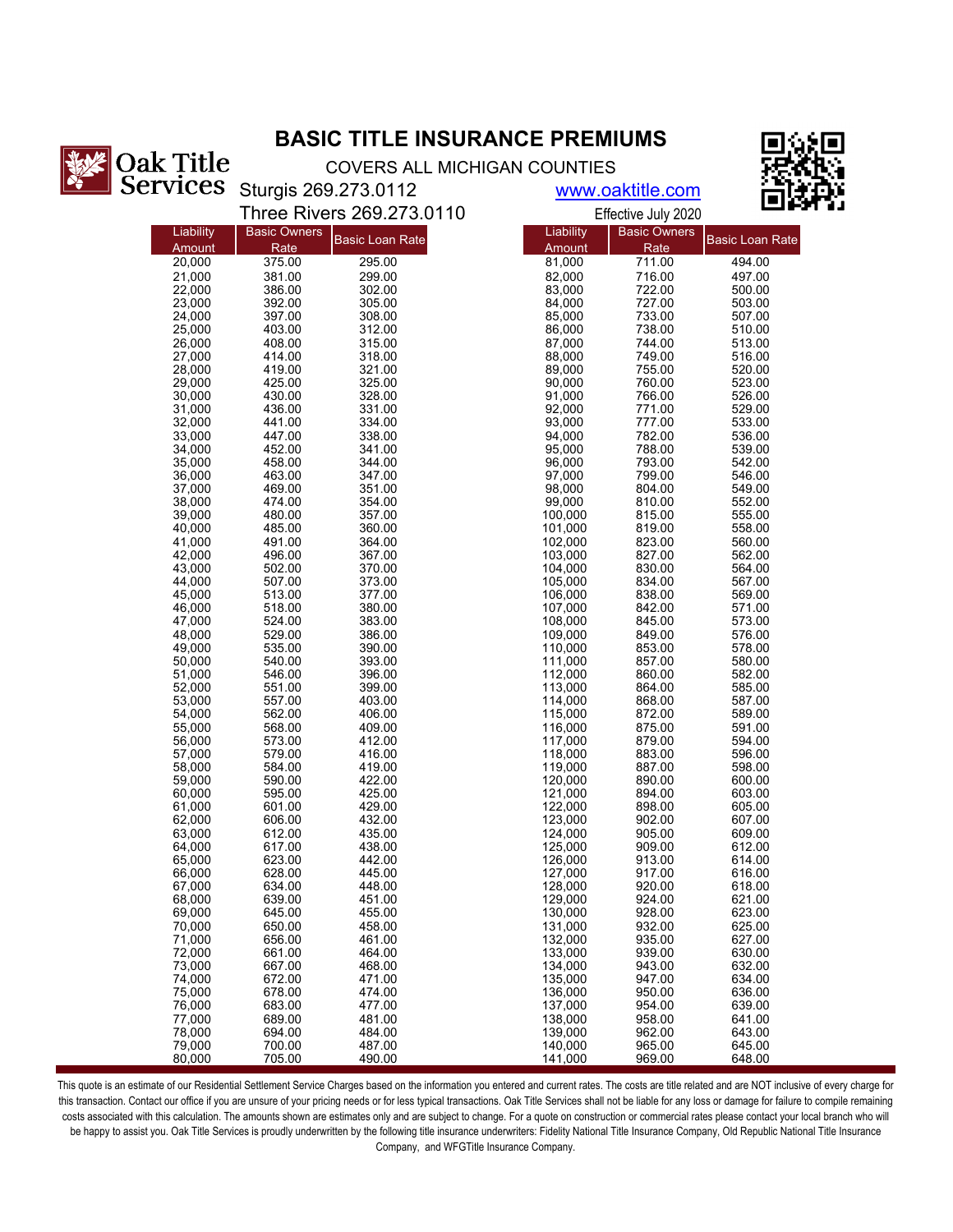# BASIC TITLE INSURANCE PREMIUMS

Oak Title Services

COVERS ALL MICHIGAN COUNTIES

Sturgis 269.273.0112

Three Rivers 269.273.0110

www.oaktitle.com

Effective July 2020

| Liability Amount | Basic Owners Rate | Basic Loan Rate |
|---|---|---|
| 20,000 | 375.00 | 295.00 |
| 21,000 | 381.00 | 299.00 |
| 22,000 | 386.00 | 302.00 |
| 23,000 | 392.00 | 305.00 |
| 24,000 | 397.00 | 308.00 |
| 25,000 | 403.00 | 312.00 |
| 26,000 | 408.00 | 315.00 |
| 27,000 | 414.00 | 318.00 |
| 28,000 | 419.00 | 321.00 |
| 29,000 | 425.00 | 325.00 |
| 30,000 | 430.00 | 328.00 |
| 31,000 | 436.00 | 331.00 |
| 32,000 | 441.00 | 334.00 |
| 33,000 | 447.00 | 338.00 |
| 34,000 | 452.00 | 341.00 |
| 35,000 | 458.00 | 344.00 |
| 36,000 | 463.00 | 347.00 |
| 37,000 | 469.00 | 351.00 |
| 38,000 | 474.00 | 354.00 |
| 39,000 | 480.00 | 357.00 |
| 40,000 | 485.00 | 360.00 |
| 41,000 | 491.00 | 364.00 |
| 42,000 | 496.00 | 367.00 |
| 43,000 | 502.00 | 370.00 |
| 44,000 | 507.00 | 373.00 |
| 45,000 | 513.00 | 377.00 |
| 46,000 | 518.00 | 380.00 |
| 47,000 | 524.00 | 383.00 |
| 48,000 | 529.00 | 386.00 |
| 49,000 | 535.00 | 390.00 |
| 50,000 | 540.00 | 393.00 |
| 51,000 | 546.00 | 396.00 |
| 52,000 | 551.00 | 399.00 |
| 53,000 | 557.00 | 403.00 |
| 54,000 | 562.00 | 406.00 |
| 55,000 | 568.00 | 409.00 |
| 56,000 | 573.00 | 412.00 |
| 57,000 | 579.00 | 416.00 |
| 58,000 | 584.00 | 419.00 |
| 59,000 | 590.00 | 422.00 |
| 60,000 | 595.00 | 425.00 |
| 61,000 | 601.00 | 429.00 |
| 62,000 | 606.00 | 432.00 |
| 63,000 | 612.00 | 435.00 |
| 64,000 | 617.00 | 438.00 |
| 65,000 | 623.00 | 442.00 |
| 66,000 | 628.00 | 445.00 |
| 67,000 | 634.00 | 448.00 |
| 68,000 | 639.00 | 451.00 |
| 69,000 | 645.00 | 455.00 |
| 70,000 | 650.00 | 458.00 |
| 71,000 | 656.00 | 461.00 |
| 72,000 | 661.00 | 464.00 |
| 73,000 | 667.00 | 468.00 |
| 74,000 | 672.00 | 471.00 |
| 75,000 | 678.00 | 474.00 |
| 76,000 | 683.00 | 477.00 |
| 77,000 | 689.00 | 481.00 |
| 78,000 | 694.00 | 484.00 |
| 79,000 | 700.00 | 487.00 |
| 80,000 | 705.00 | 490.00 |
| 81,000 | 711.00 | 494.00 |
| 82,000 | 716.00 | 497.00 |
| 83,000 | 722.00 | 500.00 |
| 84,000 | 727.00 | 503.00 |
| 85,000 | 733.00 | 507.00 |
| 86,000 | 738.00 | 510.00 |
| 87,000 | 744.00 | 513.00 |
| 88,000 | 749.00 | 516.00 |
| 89,000 | 755.00 | 520.00 |
| 90,000 | 760.00 | 523.00 |
| 91,000 | 766.00 | 526.00 |
| 92,000 | 771.00 | 529.00 |
| 93,000 | 777.00 | 533.00 |
| 94,000 | 782.00 | 536.00 |
| 95,000 | 788.00 | 539.00 |
| 96,000 | 793.00 | 542.00 |
| 97,000 | 799.00 | 546.00 |
| 98,000 | 804.00 | 549.00 |
| 99,000 | 810.00 | 552.00 |
| 100,000 | 815.00 | 555.00 |
| 101,000 | 819.00 | 558.00 |
| 102,000 | 823.00 | 560.00 |
| 103,000 | 827.00 | 562.00 |
| 104,000 | 830.00 | 564.00 |
| 105,000 | 834.00 | 567.00 |
| 106,000 | 838.00 | 569.00 |
| 107,000 | 842.00 | 571.00 |
| 108,000 | 845.00 | 573.00 |
| 109,000 | 849.00 | 576.00 |
| 110,000 | 853.00 | 578.00 |
| 111,000 | 857.00 | 580.00 |
| 112,000 | 860.00 | 582.00 |
| 113,000 | 864.00 | 585.00 |
| 114,000 | 868.00 | 587.00 |
| 115,000 | 872.00 | 589.00 |
| 116,000 | 875.00 | 591.00 |
| 117,000 | 879.00 | 594.00 |
| 118,000 | 883.00 | 596.00 |
| 119,000 | 887.00 | 598.00 |
| 120,000 | 890.00 | 600.00 |
| 121,000 | 894.00 | 603.00 |
| 122,000 | 898.00 | 605.00 |
| 123,000 | 902.00 | 607.00 |
| 124,000 | 905.00 | 609.00 |
| 125,000 | 909.00 | 612.00 |
| 126,000 | 913.00 | 614.00 |
| 127,000 | 917.00 | 616.00 |
| 128,000 | 920.00 | 618.00 |
| 129,000 | 924.00 | 621.00 |
| 130,000 | 928.00 | 623.00 |
| 131,000 | 932.00 | 625.00 |
| 132,000 | 935.00 | 627.00 |
| 133,000 | 939.00 | 630.00 |
| 134,000 | 943.00 | 632.00 |
| 135,000 | 947.00 | 634.00 |
| 136,000 | 950.00 | 636.00 |
| 137,000 | 954.00 | 639.00 |
| 138,000 | 958.00 | 641.00 |
| 139,000 | 962.00 | 643.00 |
| 140,000 | 965.00 | 645.00 |
| 141,000 | 969.00 | 648.00 |

This quote is an estimate of our Residential Settlement Service Charges based on the information you entered and current rates. The costs are title related and are NOT inclusive of every charge for this transaction. Contact our office if you are unsure of your pricing needs or for less typical transactions. Oak Title Services shall not be liable for any loss or damage for failure to compile remaining costs associated with this calculation. The amounts shown are estimates only and are subject to change. For a quote on construction or commercial rates please contact your local branch who will be happy to assist you. Oak Title Services is proudly underwritten by the following title insurance underwriters: Fidelity National Title Insurance Company, Old Republic National Title Insurance Company, and WFGTitle Insurance Company.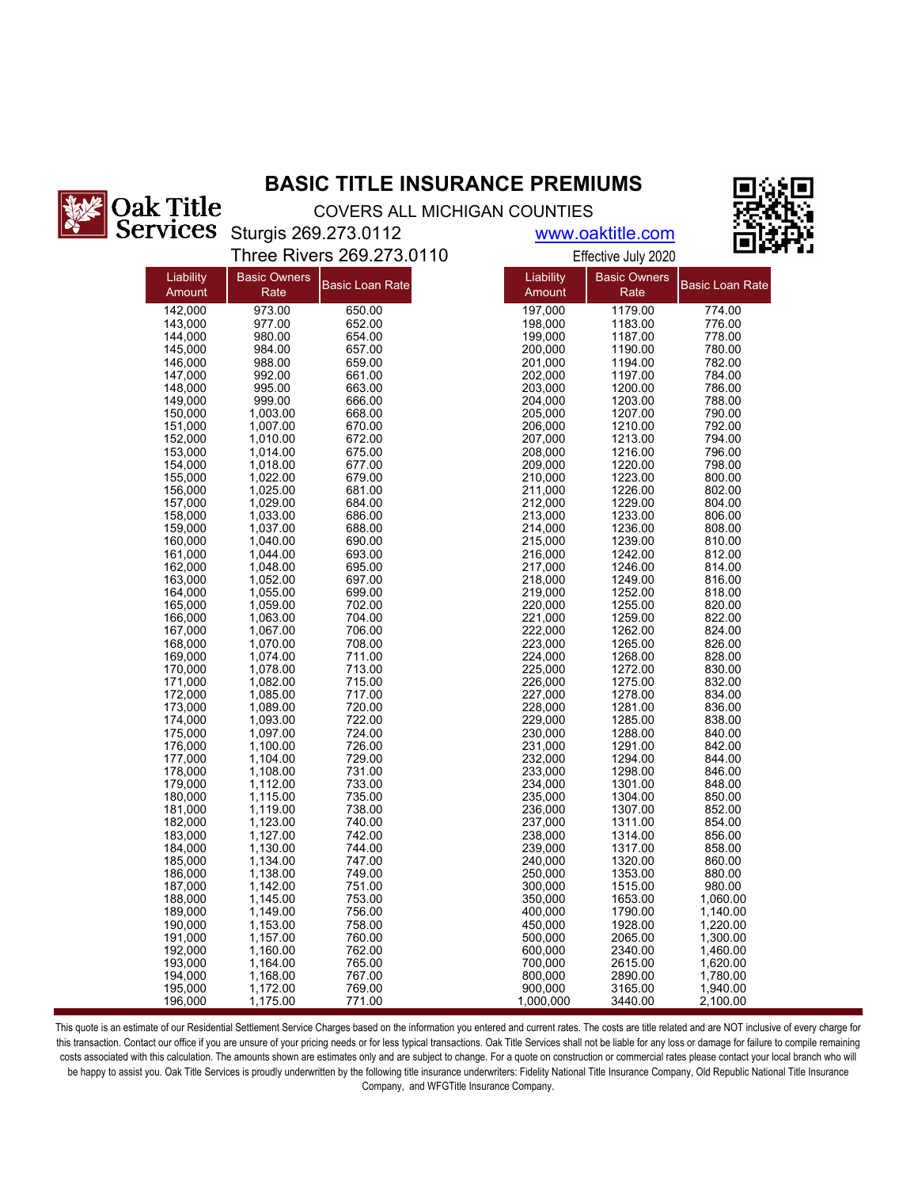# BASIC TITLE INSURANCE PREMIUMS

COVERS ALL MICHIGAN COUNTIES

Oak Title Services

Sturgis 269.273.0112

Three Rivers 269.273.0110

www.oaktitle.com

Effective July 2020

| Liability Amount | Basic Owners Rate | Basic Loan Rate | Liability Amount | Basic Owners Rate | Basic Loan Rate |
|---|---|---|---|---|---|
| 142,000 | 973.00 | 650.00 | 197,000 | 1179.00 | 774.00 |
| 143,000 | 977.00 | 652.00 | 198,000 | 1183.00 | 776.00 |
| 144,000 | 980.00 | 654.00 | 199,000 | 1187.00 | 778.00 |
| 145,000 | 984.00 | 657.00 | 200,000 | 1190.00 | 780.00 |
| 146,000 | 988.00 | 659.00 | 201,000 | 1194.00 | 782.00 |
| 147,000 | 992.00 | 661.00 | 202,000 | 1197.00 | 784.00 |
| 148,000 | 995.00 | 663.00 | 203,000 | 1200.00 | 786.00 |
| 149,000 | 999.00 | 666.00 | 204,000 | 1203.00 | 788.00 |
| 150,000 | 1,003.00 | 668.00 | 205,000 | 1207.00 | 790.00 |
| 151,000 | 1,007.00 | 670.00 | 206,000 | 1210.00 | 792.00 |
| 152,000 | 1,010.00 | 672.00 | 207,000 | 1213.00 | 794.00 |
| 153,000 | 1,014.00 | 675.00 | 208,000 | 1216.00 | 796.00 |
| 154,000 | 1,018.00 | 677.00 | 209,000 | 1220.00 | 798.00 |
| 155,000 | 1,022.00 | 679.00 | 210,000 | 1223.00 | 800.00 |
| 156,000 | 1,025.00 | 681.00 | 211,000 | 1226.00 | 802.00 |
| 157,000 | 1,029.00 | 684.00 | 212,000 | 1229.00 | 804.00 |
| 158,000 | 1,033.00 | 686.00 | 213,000 | 1233.00 | 806.00 |
| 159,000 | 1,037.00 | 688.00 | 214,000 | 1236.00 | 808.00 |
| 160,000 | 1,040.00 | 690.00 | 215,000 | 1239.00 | 810.00 |
| 161,000 | 1,044.00 | 693.00 | 216,000 | 1242.00 | 812.00 |
| 162,000 | 1,048.00 | 695.00 | 217,000 | 1246.00 | 814.00 |
| 163,000 | 1,052.00 | 697.00 | 218,000 | 1249.00 | 816.00 |
| 164,000 | 1,055.00 | 699.00 | 219,000 | 1252.00 | 818.00 |
| 165,000 | 1,059.00 | 702.00 | 220,000 | 1255.00 | 820.00 |
| 166,000 | 1,063.00 | 704.00 | 221,000 | 1259.00 | 822.00 |
| 167,000 | 1,067.00 | 706.00 | 222,000 | 1262.00 | 824.00 |
| 168,000 | 1,070.00 | 708.00 | 223,000 | 1265.00 | 826.00 |
| 169,000 | 1,074.00 | 711.00 | 224,000 | 1268.00 | 828.00 |
| 170,000 | 1,078.00 | 713.00 | 225,000 | 1272.00 | 830.00 |
| 171,000 | 1,082.00 | 715.00 | 226,000 | 1275.00 | 832.00 |
| 172,000 | 1,085.00 | 717.00 | 227,000 | 1278.00 | 834.00 |
| 173,000 | 1,089.00 | 720.00 | 228,000 | 1281.00 | 836.00 |
| 174,000 | 1,093.00 | 722.00 | 229,000 | 1285.00 | 838.00 |
| 175,000 | 1,097.00 | 724.00 | 230,000 | 1288.00 | 840.00 |
| 176,000 | 1,100.00 | 726.00 | 231,000 | 1291.00 | 842.00 |
| 177,000 | 1,104.00 | 729.00 | 232,000 | 1294.00 | 844.00 |
| 178,000 | 1,108.00 | 731.00 | 233,000 | 1298.00 | 846.00 |
| 179,000 | 1,112.00 | 733.00 | 234,000 | 1301.00 | 848.00 |
| 180,000 | 1,115.00 | 735.00 | 235,000 | 1304.00 | 850.00 |
| 181,000 | 1,119.00 | 738.00 | 236,000 | 1307.00 | 852.00 |
| 182,000 | 1,123.00 | 740.00 | 237,000 | 1311.00 | 854.00 |
| 183,000 | 1,127.00 | 742.00 | 238,000 | 1314.00 | 856.00 |
| 184,000 | 1,130.00 | 744.00 | 239,000 | 1317.00 | 858.00 |
| 185,000 | 1,134.00 | 747.00 | 240,000 | 1320.00 | 860.00 |
| 186,000 | 1,138.00 | 749.00 | 250,000 | 1353.00 | 880.00 |
| 187,000 | 1,142.00 | 751.00 | 300,000 | 1515.00 | 980.00 |
| 188,000 | 1,145.00 | 753.00 | 350,000 | 1653.00 | 1,060.00 |
| 189,000 | 1,149.00 | 756.00 | 400,000 | 1790.00 | 1,140.00 |
| 190,000 | 1,153.00 | 758.00 | 450,000 | 1928.00 | 1,220.00 |
| 191,000 | 1,157.00 | 760.00 | 500,000 | 2065.00 | 1,300.00 |
| 192,000 | 1,160.00 | 762.00 | 600,000 | 2340.00 | 1,460.00 |
| 193,000 | 1,164.00 | 765.00 | 700,000 | 2615.00 | 1,620.00 |
| 194,000 | 1,168.00 | 767.00 | 800,000 | 2890.00 | 1,780.00 |
| 195,000 | 1,172.00 | 769.00 | 900,000 | 3165.00 | 1,940.00 |
| 196,000 | 1,175.00 | 771.00 | 1,000,000 | 3440.00 | 2,100.00 |

This quote is an estimate of our Residential Settlement Service Charges based on the information you entered and current rates. The costs are title related and are NOT inclusive of every charge for this transaction. Contact our office if you are unsure of your pricing needs or for less typical transactions. Oak Title Services shall not be liable for any loss or damage for failure to compile remaining costs associated with this calculation. The amounts shown are estimates only and are subject to change. For a quote on construction or commercial rates please contact your local branch who will be happy to assist you. Oak Title Services is proudly underwritten by the following title insurance underwriters: Fidelity National Title Insurance Company, Old Republic National Title Insurance Company, and WFGTitle Insurance Company.